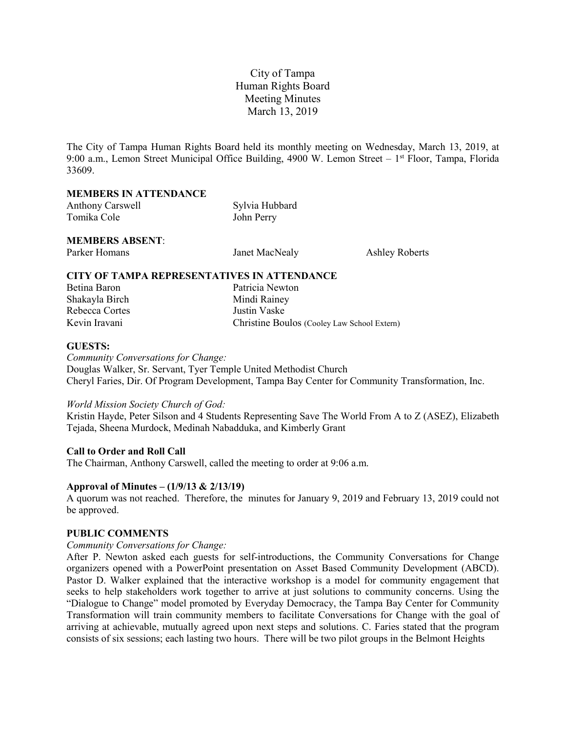# City of Tampa
# Human Rights Board
# Meeting Minutes
# March 13, 2019

The City of Tampa Human Rights Board held its monthly meeting on Wednesday, March 13, 2019, at 9:00 a.m., Lemon Street Municipal Office Building, 4900 W. Lemon Street – 1st Floor, Tampa, Florida 33609.

**MEMBERS IN ATTENDANCE**

| | |
|---|---|
| Anthony Carswell | Sylvia Hubbard |
| Tomika Cole | John Perry |

**MEMBERS ABSENT**:

| | | |
|---|---|---|
| Parker Homans | Janet MacNealy | Ashley Roberts |

**CITY OF TAMPA REPRESENTATIVES IN ATTENDANCE**

| | |
|---|---|
| Betina Baron | Patricia Newton |
| Shakayla Birch | Mindi Rainey |
| Rebecca Cortes | Justin Vaske |
| Kevin Iravani | Christine Boulos (Cooley Law School Extern) |

**GUESTS:**

*Community Conversations for Change:*
Douglas Walker, Sr. Servant, Tyer Temple United Methodist Church
Cheryl Faries, Dir. Of Program Development, Tampa Bay Center for Community Transformation, Inc.

*World Mission Society Church of God:*
Kristin Hayde, Peter Silson and 4 Students Representing Save The World From A to Z (ASEZ), Elizabeth Tejada, Sheena Murdock, Medinah Nabadduka, and Kimberly Grant

**Call to Order and Roll Call**

The Chairman, Anthony Carswell, called the meeting to order at 9:06 a.m.

**Approval of Minutes – (1/9/13 & 2/13/19)**

A quorum was not reached. Therefore, the minutes for January 9, 2019 and February 13, 2019 could not be approved.

**PUBLIC COMMENTS**

*Community Conversations for Change:*

After P. Newton asked each guests for self-introductions, the Community Conversations for Change organizers opened with a PowerPoint presentation on Asset Based Community Development (ABCD). Pastor D. Walker explained that the interactive workshop is a model for community engagement that seeks to help stakeholders work together to arrive at just solutions to community concerns. Using the "Dialogue to Change" model promoted by Everyday Democracy, the Tampa Bay Center for Community Transformation will train community members to facilitate Conversations for Change with the goal of arriving at achievable, mutually agreed upon next steps and solutions. C. Faries stated that the program consists of six sessions; each lasting two hours. There will be two pilot groups in the Belmont Heights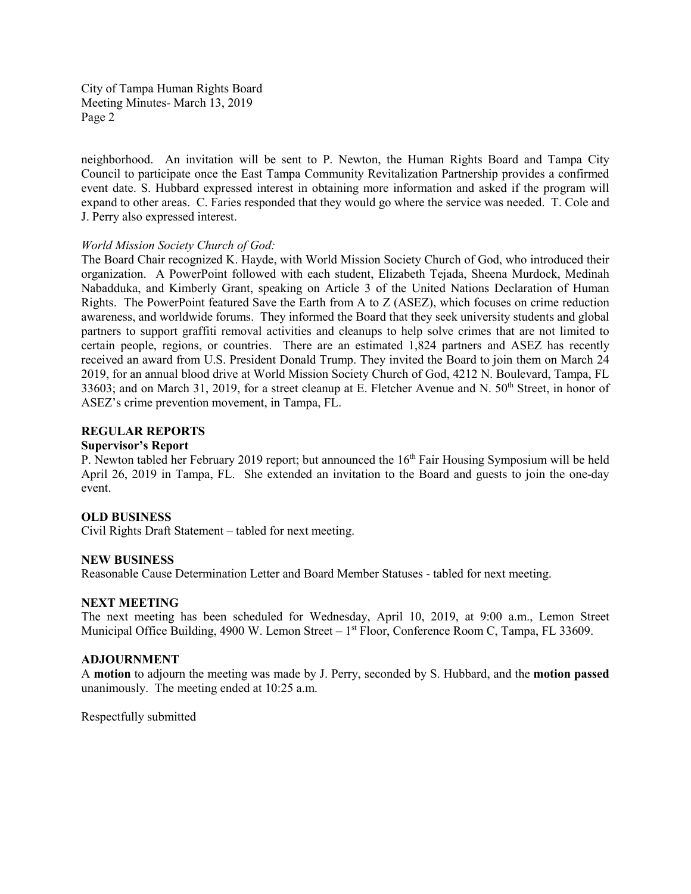neighborhood. An invitation will be sent to P. Newton, the Human Rights Board and Tampa City Council to participate once the East Tampa Community Revitalization Partnership provides a confirmed event date. S. Hubbard expressed interest in obtaining more information and asked if the program will expand to other areas. C. Faries responded that they would go where the service was needed. T. Cole and J. Perry also expressed interest.

*World Mission Society Church of God:*

The Board Chair recognized K. Hayde, with World Mission Society Church of God, who introduced their organization. A PowerPoint followed with each student, Elizabeth Tejada, Sheena Murdock, Medinah Nabadduka, and Kimberly Grant, speaking on Article 3 of the United Nations Declaration of Human Rights. The PowerPoint featured Save the Earth from A to Z (ASEZ), which focuses on crime reduction awareness, and worldwide forums. They informed the Board that they seek university students and global partners to support graffiti removal activities and cleanups to help solve crimes that are not limited to certain people, regions, or countries. There are an estimated 1,824 partners and ASEZ has recently received an award from U.S. President Donald Trump. They invited the Board to join them on March 24 2019, for an annual blood drive at World Mission Society Church of God, 4212 N. Boulevard, Tampa, FL 33603; and on March 31, 2019, for a street cleanup at E. Fletcher Avenue and N. 50th Street, in honor of ASEZ's crime prevention movement, in Tampa, FL.

**REGULAR REPORTS**

**Supervisor's Report**

P. Newton tabled her February 2019 report; but announced the 16th Fair Housing Symposium will be held April 26, 2019 in Tampa, FL. She extended an invitation to the Board and guests to join the one-day event.

**OLD BUSINESS**

Civil Rights Draft Statement – tabled for next meeting.

**NEW BUSINESS**

Reasonable Cause Determination Letter and Board Member Statuses - tabled for next meeting.

**NEXT MEETING**

The next meeting has been scheduled for Wednesday, April 10, 2019, at 9:00 a.m., Lemon Street Municipal Office Building, 4900 W. Lemon Street – 1st Floor, Conference Room C, Tampa, FL 33609.

**ADJOURNMENT**

A **motion** to adjourn the meeting was made by J. Perry, seconded by S. Hubbard, and the **motion passed** unanimously. The meeting ended at 10:25 a.m.

Respectfully submitted